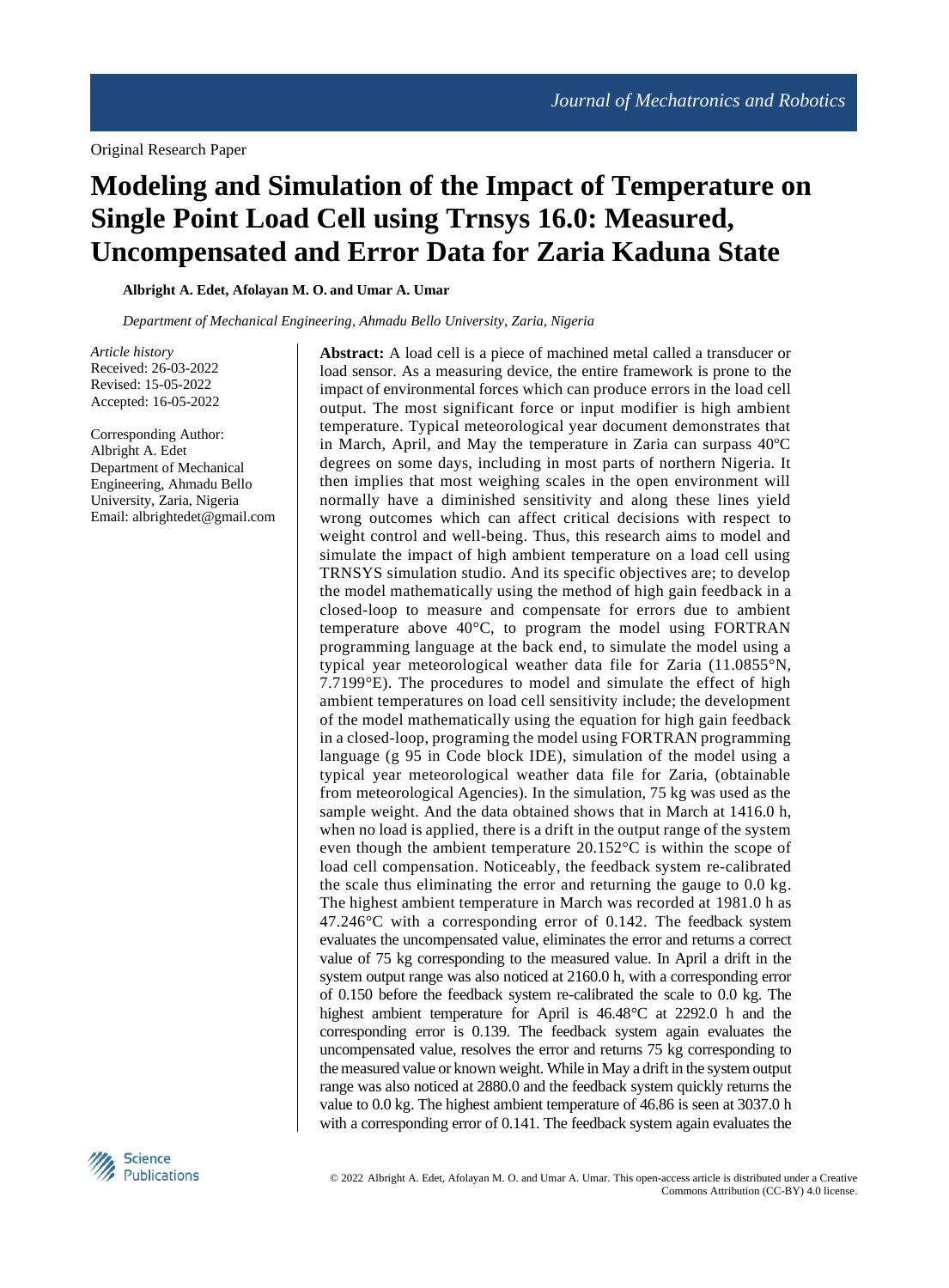Original Research Paper

# Modeling and Simulation of the Impact of Temperature on Single Point Load Cell using Trnsys 16.0: Measured, Uncompensated and Error Data for Zaria Kaduna State

**Albright A. Edet, Afolayan M. O. and Umar A. Umar**

*Department of Mechanical Engineering, Ahmadu Bello University, Zaria, Nigeria*

*Article history*
Received: 26-03-2022
Revised: 15-05-2022
Accepted: 16-05-2022

Corresponding Author:
Albright A. Edet
Department of Mechanical Engineering, Ahmadu Bello University, Zaria, Nigeria
Email: albrightedet@gmail.com

**Abstract:** A load cell is a piece of machined metal called a transducer or load sensor. As a measuring device, the entire framework is prone to the impact of environmental forces which can produce errors in the load cell output. The most significant force or input modifier is high ambient temperature. Typical meteorological year document demonstrates that in March, April, and May the temperature in Zaria can surpass 40ºC degrees on some days, including in most parts of northern Nigeria. It then implies that most weighing scales in the open environment will normally have a diminished sensitivity and along these lines yield wrong outcomes which can affect critical decisions with respect to weight control and well-being. Thus, this research aims to model and simulate the impact of high ambient temperature on a load cell using TRNSYS simulation studio. And its specific objectives are; to develop the model mathematically using the method of high gain feedback in a closed-loop to measure and compensate for errors due to ambient temperature above 40°C, to program the model using FORTRAN programming language at the back end, to simulate the model using a typical year meteorological weather data file for Zaria (11.0855°N, 7.7199°E). The procedures to model and simulate the effect of high ambient temperatures on load cell sensitivity include; the development of the model mathematically using the equation for high gain feedback in a closed-loop, programing the model using FORTRAN programming language (g 95 in Code block IDE), simulation of the model using a typical year meteorological weather data file for Zaria, (obtainable from meteorological Agencies). In the simulation, 75 kg was used as the sample weight. And the data obtained shows that in March at 1416.0 h, when no load is applied, there is a drift in the output range of the system even though the ambient temperature 20.152°C is within the scope of load cell compensation. Noticeably, the feedback system re-calibrated the scale thus eliminating the error and returning the gauge to 0.0 kg. The highest ambient temperature in March was recorded at 1981.0 h as 47.246°C with a corresponding error of 0.142. The feedback system evaluates the uncompensated value, eliminates the error and returns a correct value of 75 kg corresponding to the measured value. In April a drift in the system output range was also noticed at 2160.0 h, with a corresponding error of 0.150 before the feedback system re-calibrated the scale to 0.0 kg. The highest ambient temperature for April is 46.48°C at 2292.0 h and the corresponding error is 0.139. The feedback system again evaluates the uncompensated value, resolves the error and returns 75 kg corresponding to the measured value or known weight. While in May a drift in the system output range was also noticed at 2880.0 and the feedback system quickly returns the value to 0.0 kg. The highest ambient temperature of 46.86 is seen at 3037.0 h with a corresponding error of 0.141. The feedback system again evaluates the

© 2022 Albright A. Edet, Afolayan M. O. and Umar A. Umar. This open-access article is distributed under a Creative Commons Attribution (CC-BY) 4.0 license.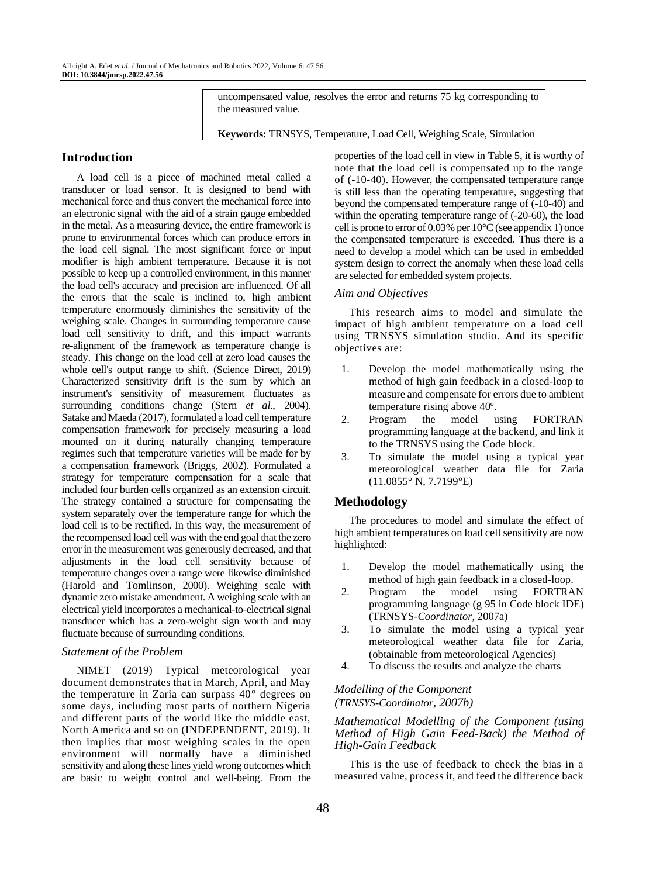uncompensated value, resolves the error and returns 75 kg corresponding to the measured value.

**Keywords:** TRNSYS, Temperature, Load Cell, Weighing Scale, Simulation

## Introduction

A load cell is a piece of machined metal called a transducer or load sensor. It is designed to bend with mechanical force and thus convert the mechanical force into an electronic signal with the aid of a strain gauge embedded in the metal. As a measuring device, the entire framework is prone to environmental forces which can produce errors in the load cell signal. The most significant force or input modifier is high ambient temperature. Because it is not possible to keep up a controlled environment, in this manner the load cell's accuracy and precision are influenced. Of all the errors that the scale is inclined to, high ambient temperature enormously diminishes the sensitivity of the weighing scale. Changes in surrounding temperature cause load cell sensitivity to drift, and this impact warrants re-alignment of the framework as temperature change is steady. This change on the load cell at zero load causes the whole cell's output range to shift. (Science Direct, 2019) Characterized sensitivity drift is the sum by which an instrument's sensitivity of measurement fluctuates as surrounding conditions change (Stern *et al*., 2004). Satake and Maeda (2017), formulated a load cell temperature compensation framework for precisely measuring a load mounted on it during naturally changing temperature regimes such that temperature varieties will be made for by a compensation framework (Briggs, 2002). Formulated a strategy for temperature compensation for a scale that included four burden cells organized as an extension circuit. The strategy contained a structure for compensating the system separately over the temperature range for which the load cell is to be rectified. In this way, the measurement of the recompensed load cell was with the end goal that the zero error in the measurement was generously decreased, and that adjustments in the load cell sensitivity because of temperature changes over a range were likewise diminished (Harold and Tomlinson, 2000). Weighing scale with dynamic zero mistake amendment. A weighing scale with an electrical yield incorporates a mechanical-to-electrical signal transducer which has a zero-weight sign worth and may fluctuate because of surrounding conditions.

### Statement of the Problem

NIMET (2019) Typical meteorological year document demonstrates that in March, April, and May the temperature in Zaria can surpass 40° degrees on some days, including most parts of northern Nigeria and different parts of the world like the middle east, North America and so on (INDEPENDENT, 2019). It then implies that most weighing scales in the open environment will normally have a diminished sensitivity and along these lines yield wrong outcomes which are basic to weight control and well-being. From the properties of the load cell in view in Table 5, it is worthy of note that the load cell is compensated up to the range of (-10-40). However, the compensated temperature range is still less than the operating temperature, suggesting that beyond the compensated temperature range of (-10-40) and within the operating temperature range of (-20-60), the load cell is prone to error of 0.03% per 10°C (see appendix 1) once the compensated temperature is exceeded. Thus there is a need to develop a model which can be used in embedded system design to correct the anomaly when these load cells are selected for embedded system projects.

### Aim and Objectives

This research aims to model and simulate the impact of high ambient temperature on a load cell using TRNSYS simulation studio. And its specific objectives are:

1. Develop the model mathematically using the method of high gain feedback in a closed-loop to measure and compensate for errors due to ambient temperature rising above 40º.
2. Program the model using FORTRAN programming language at the backend, and link it to the TRNSYS using the Code block.
3. To simulate the model using a typical year meteorological weather data file for Zaria (11.0855° N, 7.7199°E)

## Methodology

The procedures to model and simulate the effect of high ambient temperatures on load cell sensitivity are now highlighted:

1. Develop the model mathematically using the method of high gain feedback in a closed-loop.
2. Program the model using FORTRAN programming language (g 95 in Code block IDE) (TRNSYS-*Coordinator*, 2007a)
3. To simulate the model using a typical year meteorological weather data file for Zaria, (obtainable from meteorological Agencies)
4. To discuss the results and analyze the charts

### *Modelling of the Component (TRNSYS-Coordinator, 2007b)*

### *Mathematical Modelling of the Component (using Method of High Gain Feed-Back) the Method of High-Gain Feedback*

This is the use of feedback to check the bias in a measured value, process it, and feed the difference back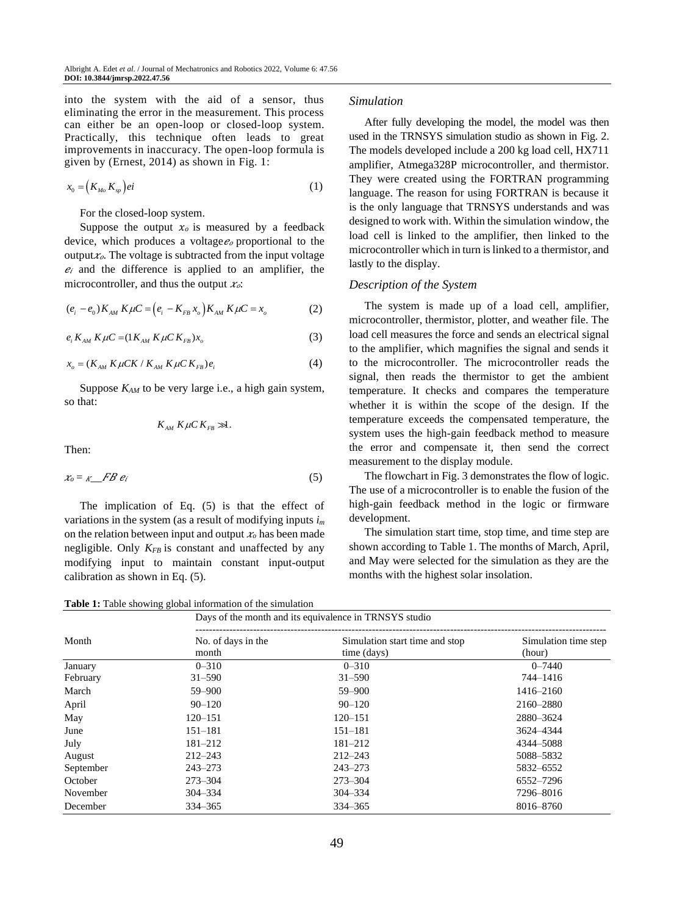into the system with the aid of a sensor, thus eliminating the error in the measurement. This process can either be an open-loop or closed-loop system. Practically, this technique often leads to great improvements in inaccuracy. The open-loop formula is given by (Ernest, 2014) as shown in Fig. 1:

$$x_0 = \left(K_{Mo} K_{sp}\right) ei \tag{1}$$

For the closed-loop system.

Suppose the output $x_o$ is measured by a feedback device, which produces a voltage $e_o$ proportional to the output $x_o$. The voltage is subtracted from the input voltage $e_i$ and the difference is applied to an amplifier, the microcontroller, and thus the output $x_o$:

$$(e_i - e_0) K_{AM}\, K \mu C = \left(e_i - K_{FB}\, x_o\right) K_{AM}\, K \mu C = x_o \tag{2}$$

$$e_i\, K_{AM}\, K \mu C = (1 K_{AM}\, K \mu C\, K_{FB}) x_o \tag{3}$$

$$x_o = (K_{AM}\, K \mu C K \,/\, K_{AM}\, K \mu C\, K_{FB}) e_i \tag{4}$$

Suppose $K_{AM}$ to be very large i.e., a high gain system, so that:

$$K_{AM}\, K \mu C\, K_{FB} \gg 1.$$

Then:

$$x_o = \frac{}{K_{FB}} e_i \tag{5}$$

The implication of Eq. (5) is that the effect of variations in the system (as a result of modifying inputs $i_m$ on the relation between input and output $x_o$ has been made negligible. Only $K_{FB}$ is constant and unaffected by any modifying input to maintain constant input-output calibration as shown in Eq. (5).

## *Simulation*

After fully developing the model, the model was then used in the TRNSYS simulation studio as shown in Fig. 2. The models developed include a 200 kg load cell, HX711 amplifier, Atmega328P microcontroller, and thermistor. They were created using the FORTRAN programming language. The reason for using FORTRAN is because it is the only language that TRNSYS understands and was designed to work with. Within the simulation window, the load cell is linked to the amplifier, then linked to the microcontroller which in turn is linked to a thermistor, and lastly to the display.

## *Description of the System*

The system is made up of a load cell, amplifier, microcontroller, thermistor, plotter, and weather file. The load cell measures the force and sends an electrical signal to the amplifier, which magnifies the signal and sends it to the microcontroller. The microcontroller reads the signal, then reads the thermistor to get the ambient temperature. It checks and compares the temperature whether it is within the scope of the design. If the temperature exceeds the compensated temperature, the system uses the high-gain feedback method to measure the error and compensate it, then send the correct measurement to the display module.

The flowchart in Fig. 3 demonstrates the flow of logic. The use of a microcontroller is to enable the fusion of the high-gain feedback method in the logic or firmware development.

The simulation start time, stop time, and time step are shown according to Table 1. The months of March, April, and May were selected for the simulation as they are the months with the highest solar insolation.

**Table 1:** Table showing global information of the simulation

| Month | Days of the month and its equivalence in TRNSYS studio | | |
|---|---|---|---|
| | No. of days in the month | Simulation start time and stop time (days) | Simulation time step (hour) |
| January | 0–310 | 0–310 | 0–7440 |
| February | 31–590 | 31–590 | 744–1416 |
| March | 59–900 | 59–900 | 1416–2160 |
| April | 90–120 | 90–120 | 2160–2880 |
| May | 120–151 | 120–151 | 2880–3624 |
| June | 151–181 | 151–181 | 3624–4344 |
| July | 181–212 | 181–212 | 4344–5088 |
| August | 212–243 | 212–243 | 5088–5832 |
| September | 243–273 | 243–273 | 5832–6552 |
| October | 273–304 | 273–304 | 6552–7296 |
| November | 304–334 | 304–334 | 7296–8016 |
| December | 334–365 | 334–365 | 8016–8760 |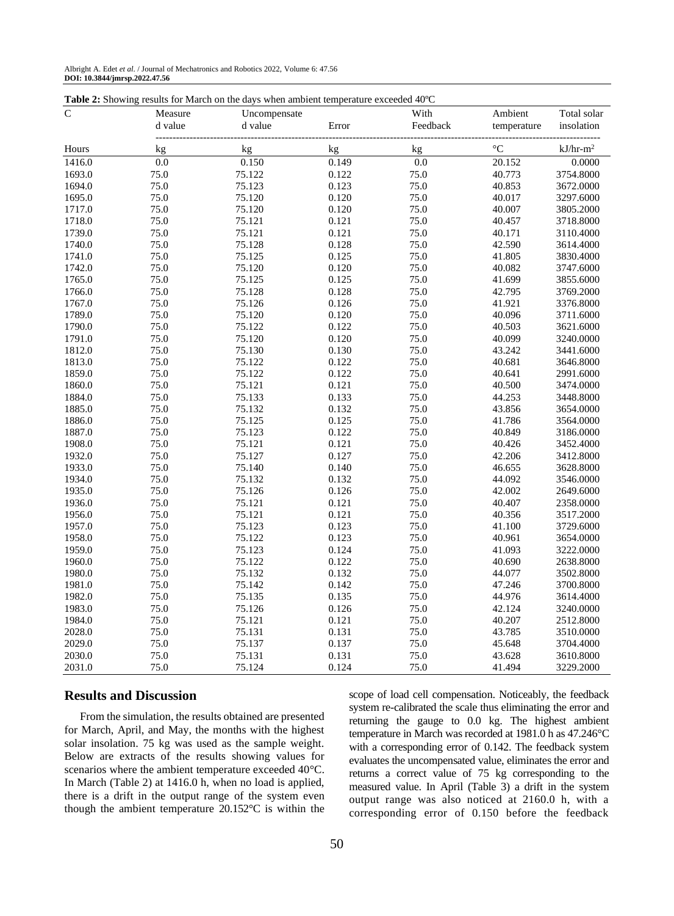**Table 2:** Showing results for March on the days when ambient temperature exceeded 40ºC

| C | Measured value | Uncompensated value | Error | With Feedback | Ambient temperature | Total solar insolation |
|---|---|---|---|---|---|---|
| Hours | kg | kg | kg | kg | °C | kJ/hr-m$^2$ |
| 1416.0 | 0.0 | 0.150 | 0.149 | 0.0 | 20.152 | 0.0000 |
| 1693.0 | 75.0 | 75.122 | 0.122 | 75.0 | 40.773 | 3754.8000 |
| 1694.0 | 75.0 | 75.123 | 0.123 | 75.0 | 40.853 | 3672.0000 |
| 1695.0 | 75.0 | 75.120 | 0.120 | 75.0 | 40.017 | 3297.6000 |
| 1717.0 | 75.0 | 75.120 | 0.120 | 75.0 | 40.007 | 3805.2000 |
| 1718.0 | 75.0 | 75.121 | 0.121 | 75.0 | 40.457 | 3718.8000 |
| 1739.0 | 75.0 | 75.121 | 0.121 | 75.0 | 40.171 | 3110.4000 |
| 1740.0 | 75.0 | 75.128 | 0.128 | 75.0 | 42.590 | 3614.4000 |
| 1741.0 | 75.0 | 75.125 | 0.125 | 75.0 | 41.805 | 3830.4000 |
| 1742.0 | 75.0 | 75.120 | 0.120 | 75.0 | 40.082 | 3747.6000 |
| 1765.0 | 75.0 | 75.125 | 0.125 | 75.0 | 41.699 | 3855.6000 |
| 1766.0 | 75.0 | 75.128 | 0.128 | 75.0 | 42.795 | 3769.2000 |
| 1767.0 | 75.0 | 75.126 | 0.126 | 75.0 | 41.921 | 3376.8000 |
| 1789.0 | 75.0 | 75.120 | 0.120 | 75.0 | 40.096 | 3711.6000 |
| 1790.0 | 75.0 | 75.122 | 0.122 | 75.0 | 40.503 | 3621.6000 |
| 1791.0 | 75.0 | 75.120 | 0.120 | 75.0 | 40.099 | 3240.0000 |
| 1812.0 | 75.0 | 75.130 | 0.130 | 75.0 | 43.242 | 3441.6000 |
| 1813.0 | 75.0 | 75.122 | 0.122 | 75.0 | 40.681 | 3646.8000 |
| 1859.0 | 75.0 | 75.122 | 0.122 | 75.0 | 40.641 | 2991.6000 |
| 1860.0 | 75.0 | 75.121 | 0.121 | 75.0 | 40.500 | 3474.0000 |
| 1884.0 | 75.0 | 75.133 | 0.133 | 75.0 | 44.253 | 3448.8000 |
| 1885.0 | 75.0 | 75.132 | 0.132 | 75.0 | 43.856 | 3654.0000 |
| 1886.0 | 75.0 | 75.125 | 0.125 | 75.0 | 41.786 | 3564.0000 |
| 1887.0 | 75.0 | 75.123 | 0.122 | 75.0 | 40.849 | 3186.0000 |
| 1908.0 | 75.0 | 75.121 | 0.121 | 75.0 | 40.426 | 3452.4000 |
| 1932.0 | 75.0 | 75.127 | 0.127 | 75.0 | 42.206 | 3412.8000 |
| 1933.0 | 75.0 | 75.140 | 0.140 | 75.0 | 46.655 | 3628.8000 |
| 1934.0 | 75.0 | 75.132 | 0.132 | 75.0 | 44.092 | 3546.0000 |
| 1935.0 | 75.0 | 75.126 | 0.126 | 75.0 | 42.002 | 2649.6000 |
| 1936.0 | 75.0 | 75.121 | 0.121 | 75.0 | 40.407 | 2358.0000 |
| 1956.0 | 75.0 | 75.121 | 0.121 | 75.0 | 40.356 | 3517.2000 |
| 1957.0 | 75.0 | 75.123 | 0.123 | 75.0 | 41.100 | 3729.6000 |
| 1958.0 | 75.0 | 75.122 | 0.123 | 75.0 | 40.961 | 3654.0000 |
| 1959.0 | 75.0 | 75.123 | 0.124 | 75.0 | 41.093 | 3222.0000 |
| 1960.0 | 75.0 | 75.122 | 0.122 | 75.0 | 40.690 | 2638.8000 |
| 1980.0 | 75.0 | 75.132 | 0.132 | 75.0 | 44.077 | 3502.8000 |
| 1981.0 | 75.0 | 75.142 | 0.142 | 75.0 | 47.246 | 3700.8000 |
| 1982.0 | 75.0 | 75.135 | 0.135 | 75.0 | 44.976 | 3614.4000 |
| 1983.0 | 75.0 | 75.126 | 0.126 | 75.0 | 42.124 | 3240.0000 |
| 1984.0 | 75.0 | 75.121 | 0.121 | 75.0 | 40.207 | 2512.8000 |
| 2028.0 | 75.0 | 75.131 | 0.131 | 75.0 | 43.785 | 3510.0000 |
| 2029.0 | 75.0 | 75.137 | 0.137 | 75.0 | 45.648 | 3704.4000 |
| 2030.0 | 75.0 | 75.131 | 0.131 | 75.0 | 43.628 | 3610.8000 |
| 2031.0 | 75.0 | 75.124 | 0.124 | 75.0 | 41.494 | 3229.2000 |

## Results and Discussion

From the simulation, the results obtained are presented for March, April, and May, the months with the highest solar insolation. 75 kg was used as the sample weight. Below are extracts of the results showing values for scenarios where the ambient temperature exceeded 40°C. In March (Table 2) at 1416.0 h, when no load is applied, there is a drift in the output range of the system even though the ambient temperature 20.152°C is within the scope of load cell compensation. Noticeably, the feedback system re-calibrated the scale thus eliminating the error and returning the gauge to 0.0 kg. The highest ambient temperature in March was recorded at 1981.0 h as 47.246°C with a corresponding error of 0.142. The feedback system evaluates the uncompensated value, eliminates the error and returns a correct value of 75 kg corresponding to the measured value. In April (Table 3) a drift in the system output range was also noticed at 2160.0 h, with a corresponding error of 0.150 before the feedback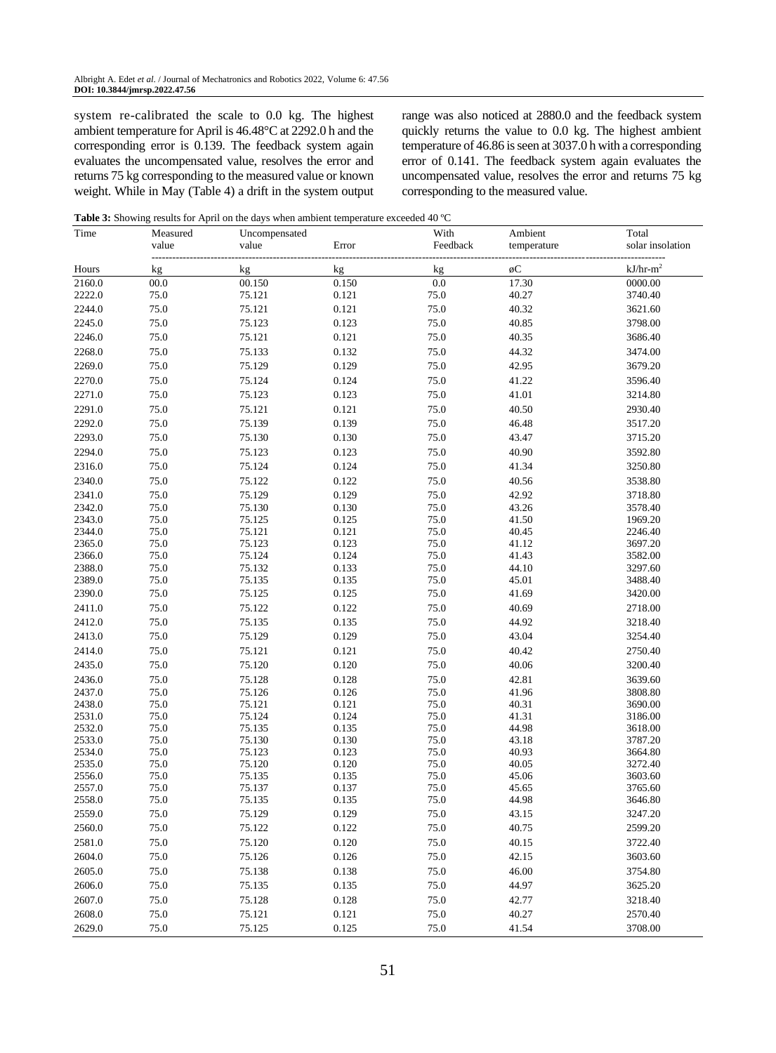system re-calibrated the scale to 0.0 kg. The highest ambient temperature for April is 46.48°C at 2292.0 h and the corresponding error is 0.139. The feedback system again evaluates the uncompensated value, resolves the error and returns 75 kg corresponding to the measured value or known weight. While in May (Table 4) a drift in the system output range was also noticed at 2880.0 and the feedback system quickly returns the value to 0.0 kg. The highest ambient temperature of 46.86 is seen at 3037.0 h with a corresponding error of 0.141. The feedback system again evaluates the uncompensated value, resolves the error and returns 75 kg corresponding to the measured value.

**Table 3:** Showing results for April on the days when ambient temperature exceeded 40 ºC

| Time | Measured value | Uncompensated value | Error | With Feedback | Ambient temperature | Total solar insolation |
|---|---|---|---|---|---|---|
| Hours | kg | kg | kg | kg | øC | kJ/hr-m$^2$ |
| 2160.0 | 00.0 | 00.150 | 0.150 | 0.0 | 17.30 | 0000.00 |
| 2222.0 | 75.0 | 75.121 | 0.121 | 75.0 | 40.27 | 3740.40 |
| 2244.0 | 75.0 | 75.121 | 0.121 | 75.0 | 40.32 | 3621.60 |
| 2245.0 | 75.0 | 75.123 | 0.123 | 75.0 | 40.85 | 3798.00 |
| 2246.0 | 75.0 | 75.121 | 0.121 | 75.0 | 40.35 | 3686.40 |
| 2268.0 | 75.0 | 75.133 | 0.132 | 75.0 | 44.32 | 3474.00 |
| 2269.0 | 75.0 | 75.129 | 0.129 | 75.0 | 42.95 | 3679.20 |
| 2270.0 | 75.0 | 75.124 | 0.124 | 75.0 | 41.22 | 3596.40 |
| 2271.0 | 75.0 | 75.123 | 0.123 | 75.0 | 41.01 | 3214.80 |
| 2291.0 | 75.0 | 75.121 | 0.121 | 75.0 | 40.50 | 2930.40 |
| 2292.0 | 75.0 | 75.139 | 0.139 | 75.0 | 46.48 | 3517.20 |
| 2293.0 | 75.0 | 75.130 | 0.130 | 75.0 | 43.47 | 3715.20 |
| 2294.0 | 75.0 | 75.123 | 0.123 | 75.0 | 40.90 | 3592.80 |
| 2316.0 | 75.0 | 75.124 | 0.124 | 75.0 | 41.34 | 3250.80 |
| 2340.0 | 75.0 | 75.122 | 0.122 | 75.0 | 40.56 | 3538.80 |
| 2341.0 | 75.0 | 75.129 | 0.129 | 75.0 | 42.92 | 3718.80 |
| 2342.0 | 75.0 | 75.130 | 0.130 | 75.0 | 43.26 | 3578.40 |
| 2343.0 | 75.0 | 75.125 | 0.125 | 75.0 | 41.50 | 1969.20 |
| 2344.0 | 75.0 | 75.121 | 0.121 | 75.0 | 40.45 | 2246.40 |
| 2365.0 | 75.0 | 75.123 | 0.123 | 75.0 | 41.12 | 3697.20 |
| 2366.0 | 75.0 | 75.124 | 0.124 | 75.0 | 41.43 | 3582.00 |
| 2388.0 | 75.0 | 75.132 | 0.133 | 75.0 | 44.10 | 3297.60 |
| 2389.0 | 75.0 | 75.135 | 0.135 | 75.0 | 45.01 | 3488.40 |
| 2390.0 | 75.0 | 75.125 | 0.125 | 75.0 | 41.69 | 3420.00 |
| 2411.0 | 75.0 | 75.122 | 0.122 | 75.0 | 40.69 | 2718.00 |
| 2412.0 | 75.0 | 75.135 | 0.135 | 75.0 | 44.92 | 3218.40 |
| 2413.0 | 75.0 | 75.129 | 0.129 | 75.0 | 43.04 | 3254.40 |
| 2414.0 | 75.0 | 75.121 | 0.121 | 75.0 | 40.42 | 2750.40 |
| 2435.0 | 75.0 | 75.120 | 0.120 | 75.0 | 40.06 | 3200.40 |
| 2436.0 | 75.0 | 75.128 | 0.128 | 75.0 | 42.81 | 3639.60 |
| 2437.0 | 75.0 | 75.126 | 0.126 | 75.0 | 41.96 | 3808.80 |
| 2438.0 | 75.0 | 75.121 | 0.121 | 75.0 | 40.31 | 3690.00 |
| 2531.0 | 75.0 | 75.124 | 0.124 | 75.0 | 41.31 | 3186.00 |
| 2532.0 | 75.0 | 75.135 | 0.135 | 75.0 | 44.98 | 3618.00 |
| 2533.0 | 75.0 | 75.130 | 0.130 | 75.0 | 43.18 | 3787.20 |
| 2534.0 | 75.0 | 75.123 | 0.123 | 75.0 | 40.93 | 3664.80 |
| 2535.0 | 75.0 | 75.120 | 0.120 | 75.0 | 40.05 | 3272.40 |
| 2556.0 | 75.0 | 75.135 | 0.135 | 75.0 | 45.06 | 3603.60 |
| 2557.0 | 75.0 | 75.137 | 0.137 | 75.0 | 45.65 | 3765.60 |
| 2558.0 | 75.0 | 75.135 | 0.135 | 75.0 | 44.98 | 3646.80 |
| 2559.0 | 75.0 | 75.129 | 0.129 | 75.0 | 43.15 | 3247.20 |
| 2560.0 | 75.0 | 75.122 | 0.122 | 75.0 | 40.75 | 2599.20 |
| 2581.0 | 75.0 | 75.120 | 0.120 | 75.0 | 40.15 | 3722.40 |
| 2604.0 | 75.0 | 75.126 | 0.126 | 75.0 | 42.15 | 3603.60 |
| 2605.0 | 75.0 | 75.138 | 0.138 | 75.0 | 46.00 | 3754.80 |
| 2606.0 | 75.0 | 75.135 | 0.135 | 75.0 | 44.97 | 3625.20 |
| 2607.0 | 75.0 | 75.128 | 0.128 | 75.0 | 42.77 | 3218.40 |
| 2608.0 | 75.0 | 75.121 | 0.121 | 75.0 | 40.27 | 2570.40 |
| 2629.0 | 75.0 | 75.125 | 0.125 | 75.0 | 41.54 | 3708.00 |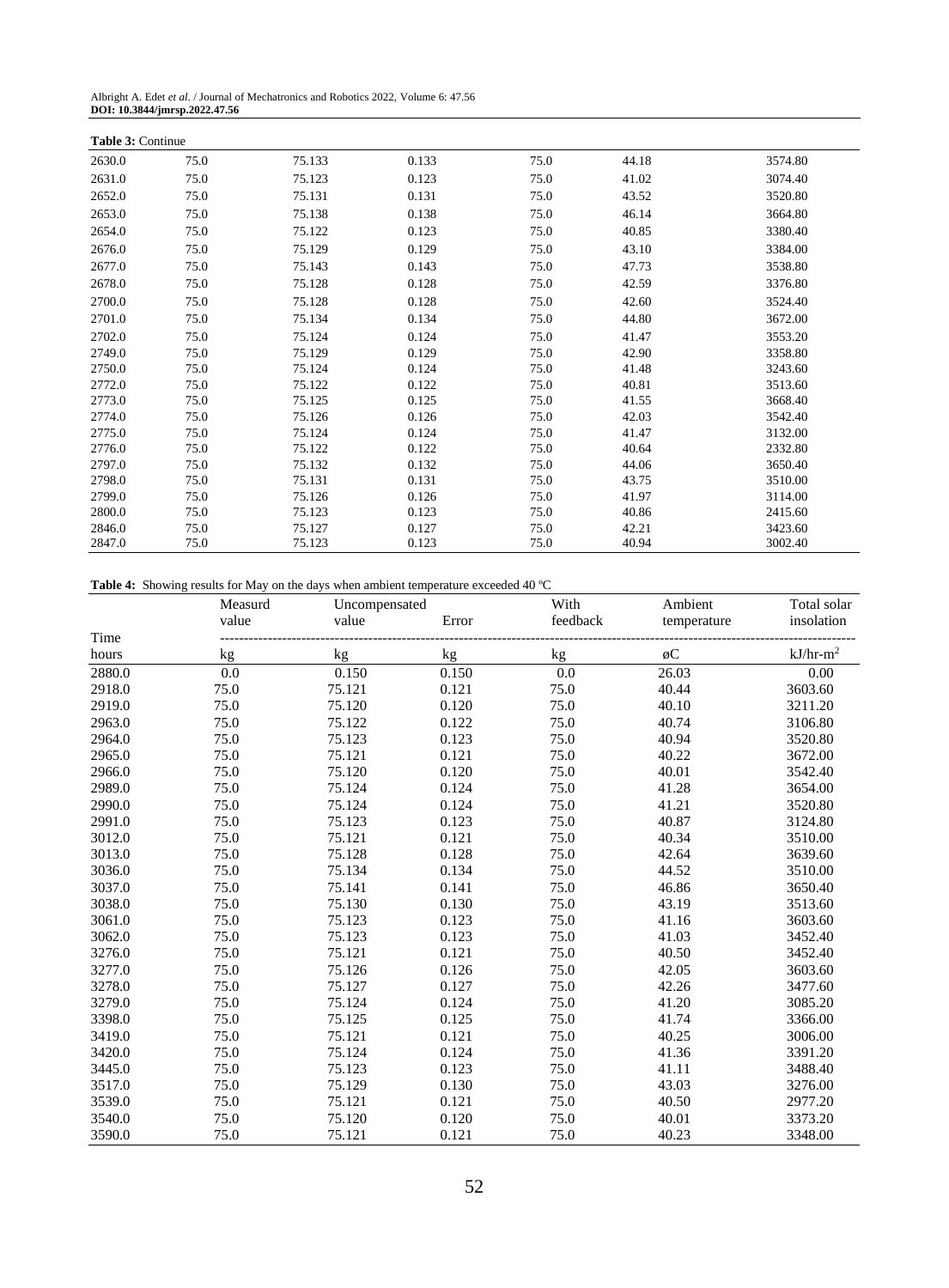**Table 3:** Continue

| | | | | | | |
|---|---|---|---|---|---|---|
| 2630.0 | 75.0 | 75.133 | 0.133 | 75.0 | 44.18 | 3574.80 |
| 2631.0 | 75.0 | 75.123 | 0.123 | 75.0 | 41.02 | 3074.40 |
| 2652.0 | 75.0 | 75.131 | 0.131 | 75.0 | 43.52 | 3520.80 |
| 2653.0 | 75.0 | 75.138 | 0.138 | 75.0 | 46.14 | 3664.80 |
| 2654.0 | 75.0 | 75.122 | 0.123 | 75.0 | 40.85 | 3380.40 |
| 2676.0 | 75.0 | 75.129 | 0.129 | 75.0 | 43.10 | 3384.00 |
| 2677.0 | 75.0 | 75.143 | 0.143 | 75.0 | 47.73 | 3538.80 |
| 2678.0 | 75.0 | 75.128 | 0.128 | 75.0 | 42.59 | 3376.80 |
| 2700.0 | 75.0 | 75.128 | 0.128 | 75.0 | 42.60 | 3524.40 |
| 2701.0 | 75.0 | 75.134 | 0.134 | 75.0 | 44.80 | 3672.00 |
| 2702.0 | 75.0 | 75.124 | 0.124 | 75.0 | 41.47 | 3553.20 |
| 2749.0 | 75.0 | 75.129 | 0.129 | 75.0 | 42.90 | 3358.80 |
| 2750.0 | 75.0 | 75.124 | 0.124 | 75.0 | 41.48 | 3243.60 |
| 2772.0 | 75.0 | 75.122 | 0.122 | 75.0 | 40.81 | 3513.60 |
| 2773.0 | 75.0 | 75.125 | 0.125 | 75.0 | 41.55 | 3668.40 |
| 2774.0 | 75.0 | 75.126 | 0.126 | 75.0 | 42.03 | 3542.40 |
| 2775.0 | 75.0 | 75.124 | 0.124 | 75.0 | 41.47 | 3132.00 |
| 2776.0 | 75.0 | 75.122 | 0.122 | 75.0 | 40.64 | 2332.80 |
| 2797.0 | 75.0 | 75.132 | 0.132 | 75.0 | 44.06 | 3650.40 |
| 2798.0 | 75.0 | 75.131 | 0.131 | 75.0 | 43.75 | 3510.00 |
| 2799.0 | 75.0 | 75.126 | 0.126 | 75.0 | 41.97 | 3114.00 |
| 2800.0 | 75.0 | 75.123 | 0.123 | 75.0 | 40.86 | 2415.60 |
| 2846.0 | 75.0 | 75.127 | 0.127 | 75.0 | 42.21 | 3423.60 |
| 2847.0 | 75.0 | 75.123 | 0.123 | 75.0 | 40.94 | 3002.40 |

**Table 4:** Showing results for May on the days when ambient temperature exceeded 40 ºC

| Time | Measurd value | Uncompensated value | Error | With feedback | Ambient temperature | Total solar insolation |
|---|---|---|---|---|---|---|
| hours | kg | kg | kg | kg | øC | kJ/hr-m$^2$ |
| 2880.0 | 0.0 | 0.150 | 0.150 | 0.0 | 26.03 | 0.00 |
| 2918.0 | 75.0 | 75.121 | 0.121 | 75.0 | 40.44 | 3603.60 |
| 2919.0 | 75.0 | 75.120 | 0.120 | 75.0 | 40.10 | 3211.20 |
| 2963.0 | 75.0 | 75.122 | 0.122 | 75.0 | 40.74 | 3106.80 |
| 2964.0 | 75.0 | 75.123 | 0.123 | 75.0 | 40.94 | 3520.80 |
| 2965.0 | 75.0 | 75.121 | 0.121 | 75.0 | 40.22 | 3672.00 |
| 2966.0 | 75.0 | 75.120 | 0.120 | 75.0 | 40.01 | 3542.40 |
| 2989.0 | 75.0 | 75.124 | 0.124 | 75.0 | 41.28 | 3654.00 |
| 2990.0 | 75.0 | 75.124 | 0.124 | 75.0 | 41.21 | 3520.80 |
| 2991.0 | 75.0 | 75.123 | 0.123 | 75.0 | 40.87 | 3124.80 |
| 3012.0 | 75.0 | 75.121 | 0.121 | 75.0 | 40.34 | 3510.00 |
| 3013.0 | 75.0 | 75.128 | 0.128 | 75.0 | 42.64 | 3639.60 |
| 3036.0 | 75.0 | 75.134 | 0.134 | 75.0 | 44.52 | 3510.00 |
| 3037.0 | 75.0 | 75.141 | 0.141 | 75.0 | 46.86 | 3650.40 |
| 3038.0 | 75.0 | 75.130 | 0.130 | 75.0 | 43.19 | 3513.60 |
| 3061.0 | 75.0 | 75.123 | 0.123 | 75.0 | 41.16 | 3603.60 |
| 3062.0 | 75.0 | 75.123 | 0.123 | 75.0 | 41.03 | 3452.40 |
| 3276.0 | 75.0 | 75.121 | 0.121 | 75.0 | 40.50 | 3452.40 |
| 3277.0 | 75.0 | 75.126 | 0.126 | 75.0 | 42.05 | 3603.60 |
| 3278.0 | 75.0 | 75.127 | 0.127 | 75.0 | 42.26 | 3477.60 |
| 3279.0 | 75.0 | 75.124 | 0.124 | 75.0 | 41.20 | 3085.20 |
| 3398.0 | 75.0 | 75.125 | 0.125 | 75.0 | 41.74 | 3366.00 |
| 3419.0 | 75.0 | 75.121 | 0.121 | 75.0 | 40.25 | 3006.00 |
| 3420.0 | 75.0 | 75.124 | 0.124 | 75.0 | 41.36 | 3391.20 |
| 3445.0 | 75.0 | 75.123 | 0.123 | 75.0 | 41.11 | 3488.40 |
| 3517.0 | 75.0 | 75.129 | 0.130 | 75.0 | 43.03 | 3276.00 |
| 3539.0 | 75.0 | 75.121 | 0.121 | 75.0 | 40.50 | 2977.20 |
| 3540.0 | 75.0 | 75.120 | 0.120 | 75.0 | 40.01 | 3373.20 |
| 3590.0 | 75.0 | 75.121 | 0.121 | 75.0 | 40.23 | 3348.00 |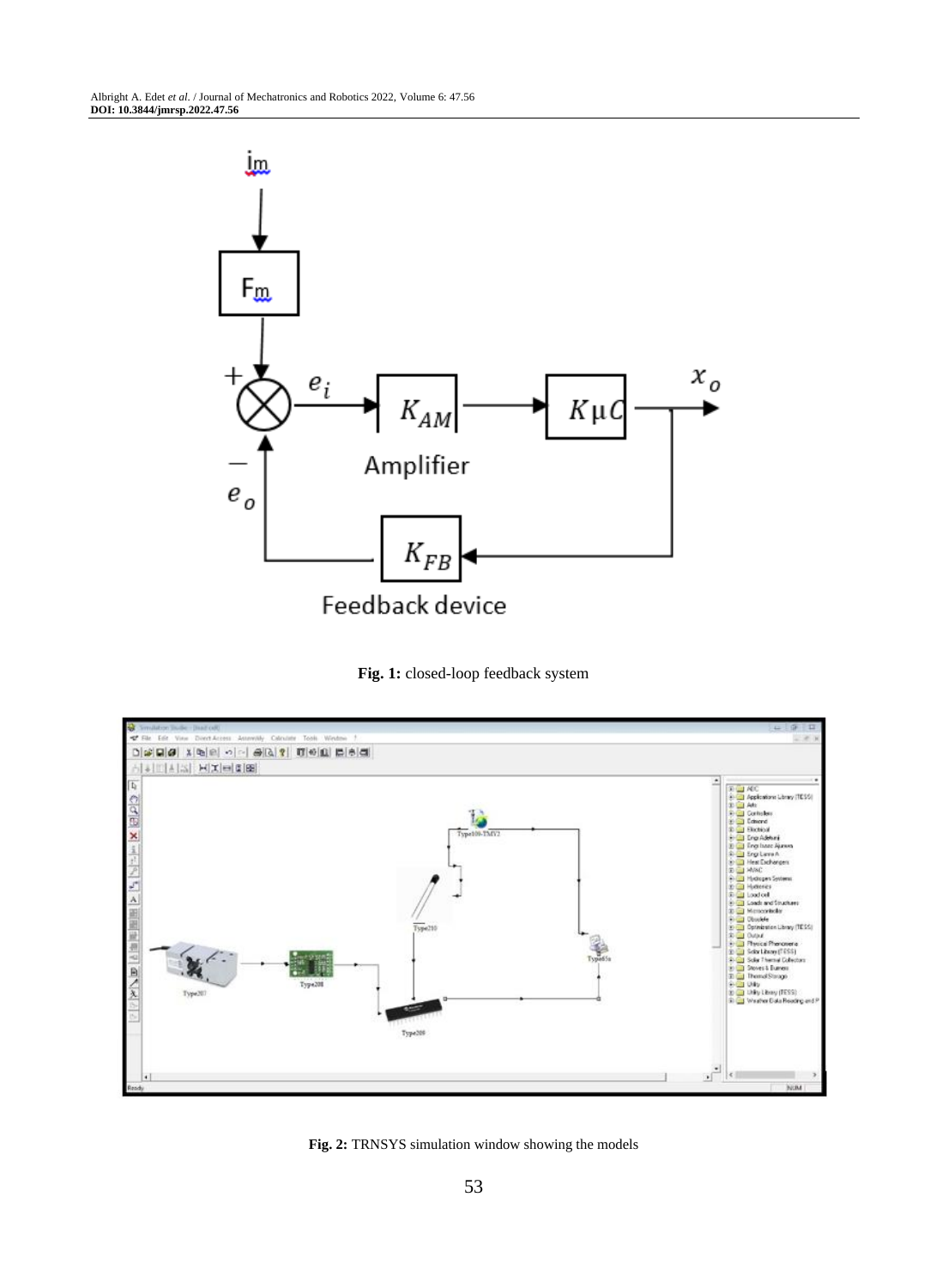**Fig. 1:** closed-loop feedback system

**Fig. 2:** TRNSYS simulation window showing the models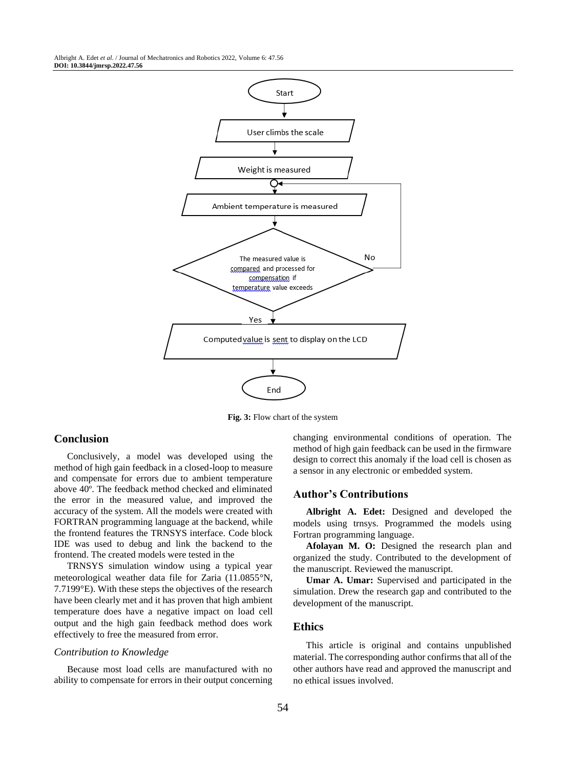Fig. 3: Flow chart of the system

## Conclusion

Conclusively, a model was developed using the method of high gain feedback in a closed-loop to measure and compensate for errors due to ambient temperature above 40º. The feedback method checked and eliminated the error in the measured value, and improved the accuracy of the system. All the models were created with FORTRAN programming language at the backend, while the frontend features the TRNSYS interface. Code block IDE was used to debug and link the backend to the frontend. The created models were tested in the

TRNSYS simulation window using a typical year meteorological weather data file for Zaria (11.0855°N, 7.7199°E). With these steps the objectives of the research have been clearly met and it has proven that high ambient temperature does have a negative impact on load cell output and the high gain feedback method does work effectively to free the measured from error.

### *Contribution to Knowledge*

Because most load cells are manufactured with no ability to compensate for errors in their output concerning changing environmental conditions of operation. The method of high gain feedback can be used in the firmware design to correct this anomaly if the load cell is chosen as a sensor in any electronic or embedded system.

## Author's Contributions

**Albright A. Edet:** Designed and developed the models using trnsys. Programmed the models using Fortran programming language.

**Afolayan M. O:** Designed the research plan and organized the study. Contributed to the development of the manuscript. Reviewed the manuscript.

**Umar A. Umar:** Supervised and participated in the simulation. Drew the research gap and contributed to the development of the manuscript.

## Ethics

This article is original and contains unpublished material. The corresponding author confirms that all of the other authors have read and approved the manuscript and no ethical issues involved.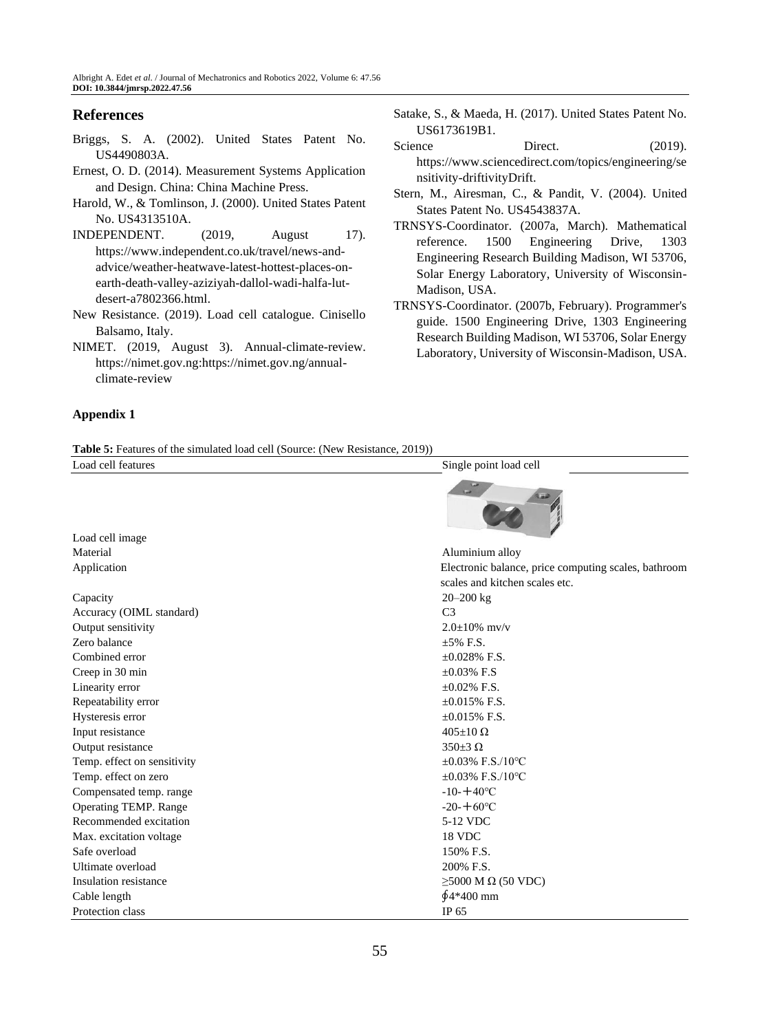## References

Briggs, S. A. (2002). United States Patent No. US4490803A.

Ernest, O. D. (2014). Measurement Systems Application and Design. China: China Machine Press.

Harold, W., & Tomlinson, J. (2000). United States Patent No. US4313510A.

INDEPENDENT. (2019, August 17). https://www.independent.co.uk/travel/news-and-advice/weather-heatwave-latest-hottest-places-on-earth-death-valley-aziziyah-dallol-wadi-halfa-lut-desert-a7802366.html.

New Resistance. (2019). Load cell catalogue. Cinisello Balsamo, Italy.

NIMET. (2019, August 3). Annual-climate-review. https://nimet.gov.ng:https://nimet.gov.ng/annual-climate-review

Satake, S., & Maeda, H. (2017). United States Patent No. US6173619B1.

Science Direct. (2019). https://www.sciencedirect.com/topics/engineering/sensitivity-driftivityDrift.

Stern, M., Airesman, C., & Pandit, V. (2004). United States Patent No. US4543837A.

TRNSYS-Coordinator. (2007a, March). Mathematical reference. 1500 Engineering Drive, 1303 Engineering Research Building Madison, WI 53706, Solar Energy Laboratory, University of Wisconsin-Madison, USA.

TRNSYS-Coordinator. (2007b, February). Programmer's guide. 1500 Engineering Drive, 1303 Engineering Research Building Madison, WI 53706, Solar Energy Laboratory, University of Wisconsin-Madison, USA.

## Appendix 1

**Table 5:** Features of the simulated load cell (Source: (New Resistance, 2019))

| Load cell features | Single point load cell |
|---|---|
| Load cell image | |
| Material | Aluminium alloy |
| Application | Electronic balance, price computing scales, bathroom scales and kitchen scales etc. |
| Capacity | 20–200 kg |
| Accuracy (OIML standard) | C3 |
| Output sensitivity | 2.0±10% mv/v |
| Zero balance | ±5% F.S. |
| Combined error | ±0.028% F.S. |
| Creep in 30 min | ±0.03% F.S |
| Linearity error | ±0.02% F.S. |
| Repeatability error | ±0.015% F.S. |
| Hysteresis error | ±0.015% F.S. |
| Input resistance | 405±10 Ω |
| Output resistance | 350±3 Ω |
| Temp. effect on sensitivity | ±0.03% F.S./10℃ |
| Temp. effect on zero | ±0.03% F.S./10℃ |
| Compensated temp. range | -10-＋40℃ |
| Operating TEMP. Range | -20-＋60℃ |
| Recommended excitation | 5-12 VDC |
| Max. excitation voltage | 18 VDC |
| Safe overload | 150% F.S. |
| Ultimate overload | 200% F.S. |
| Insulation resistance | ≥5000 M Ω (50 VDC) |
| Cable length | ∮4*400 mm |
| Protection class | IP 65 |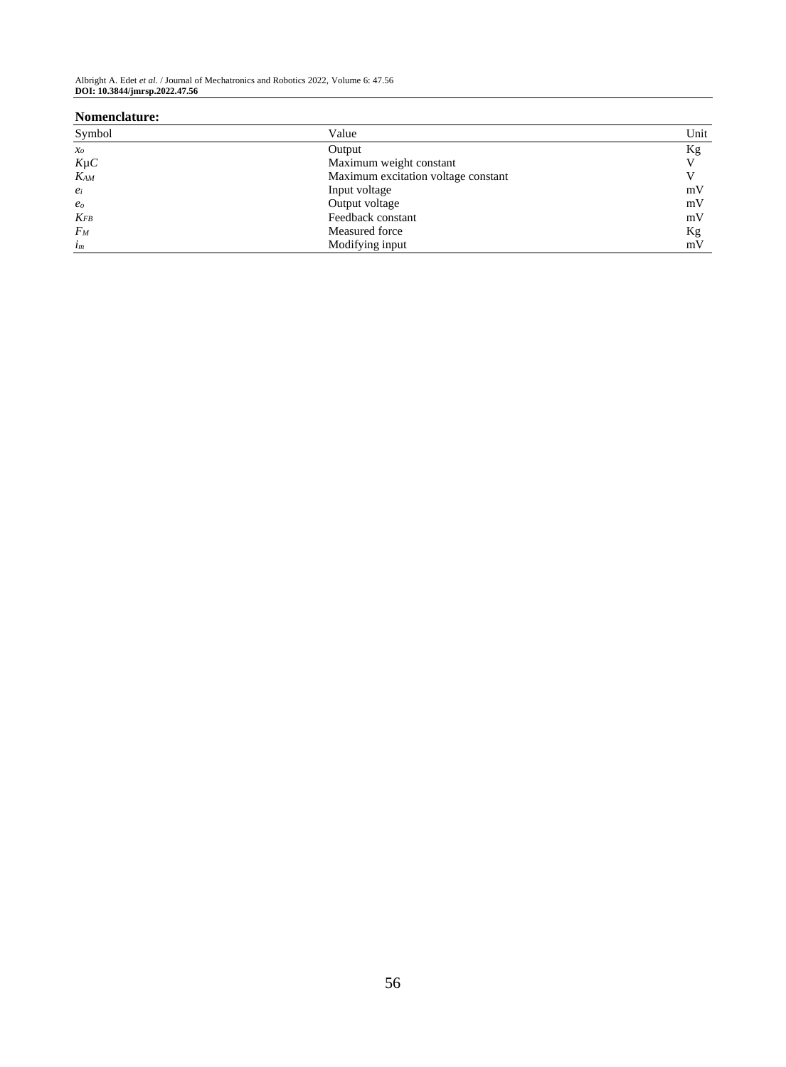**Nomenclature:**

| Symbol | Value | Unit |
|---|---|---|
| $x_o$ | Output | Kg |
| $K\mu C$ | Maximum weight constant | V |
| $K_{AM}$ | Maximum excitation voltage constant | V |
| $e_i$ | Input voltage | mV |
| $e_o$ | Output voltage | mV |
| $K_{FB}$ | Feedback constant | mV |
| $F_M$ | Measured force | Kg |
| $i_m$ | Modifying input | mV |